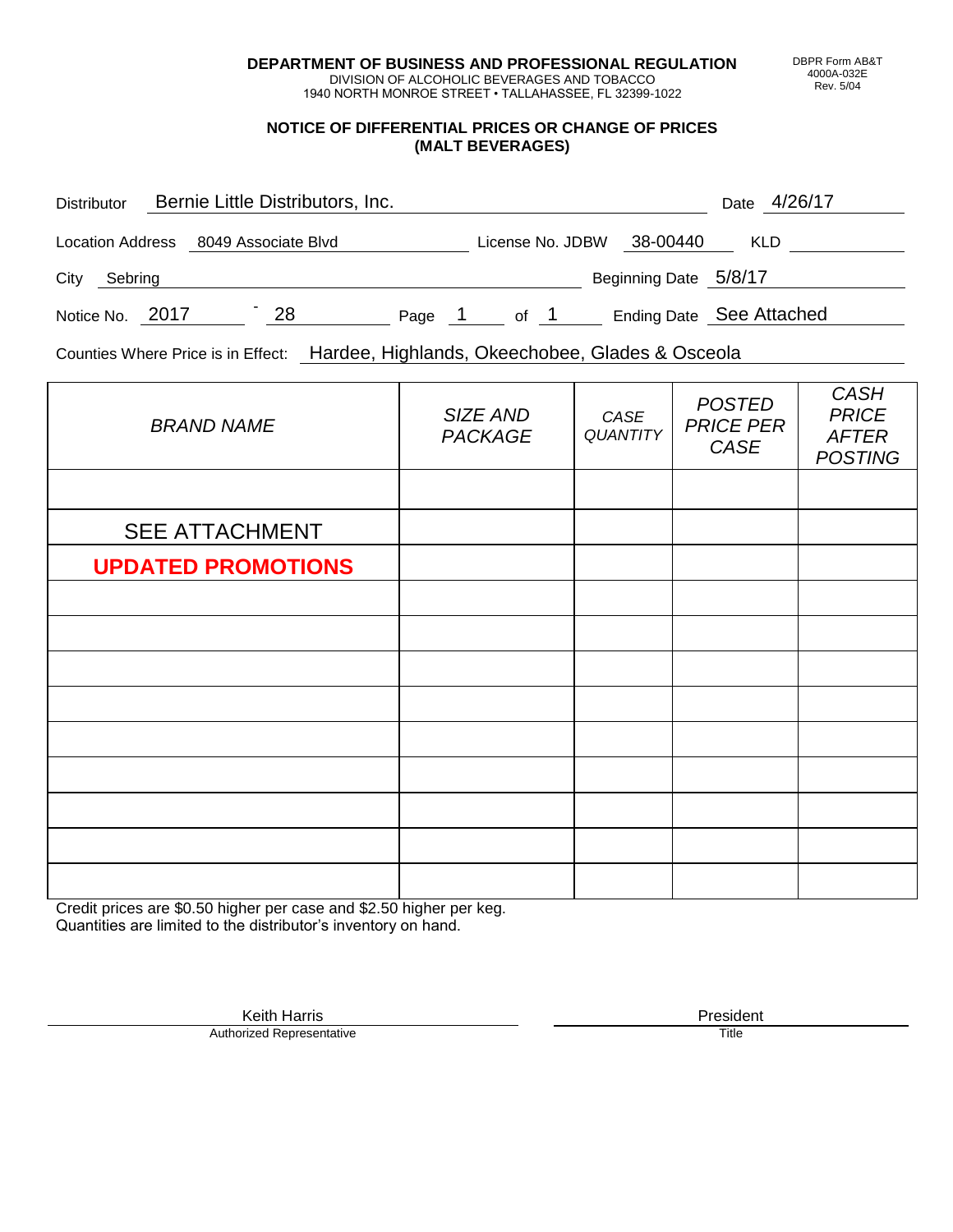**DEPARTMENT OF BUSINESS AND PROFESSIONAL REGULATION**
DIVISION OF ALCOHOLIC BEVERAGES AND TOBACCO
1940 NORTH MONROE STREET • TALLAHASSEE, FL 32399-1022

DBPR Form AB&T
4000A-032E
Rev. 5/04

## NOTICE OF DIFFERENTIAL PRICES OR CHANGE OF PRICES (MALT BEVERAGES)

Distributor: Bernie Little Distributors, Inc. Date: 4/26/17

Location Address: 8049 Associate Blvd License No. JDBW 38-00440 KLD

City: Sebring Beginning Date: 5/8/17

Notice No. 2017 - 28 Page 1 of 1 Ending Date: See Attached

Counties Where Price is in Effect: Hardee, Highlands, Okeechobee, Glades & Osceola

| *BRAND NAME* | *SIZE AND PACKAGE* | *CASE QUANTITY* | *POSTED PRICE PER CASE* | *CASH PRICE AFTER POSTING* |
|---|---|---|---|---|
| | | | | |
| SEE ATTACHMENT | | | | |
| **UPDATED PROMOTIONS** | | | | |
| | | | | |
| | | | | |
| | | | | |
| | | | | |
| | | | | |
| | | | | |
| | | | | |
| | | | | |
| | | | | |

Credit prices are $0.50 higher per case and $2.50 higher per keg.
Quantities are limited to the distributor's inventory on hand.

Keith Harris
Authorized Representative

President
Title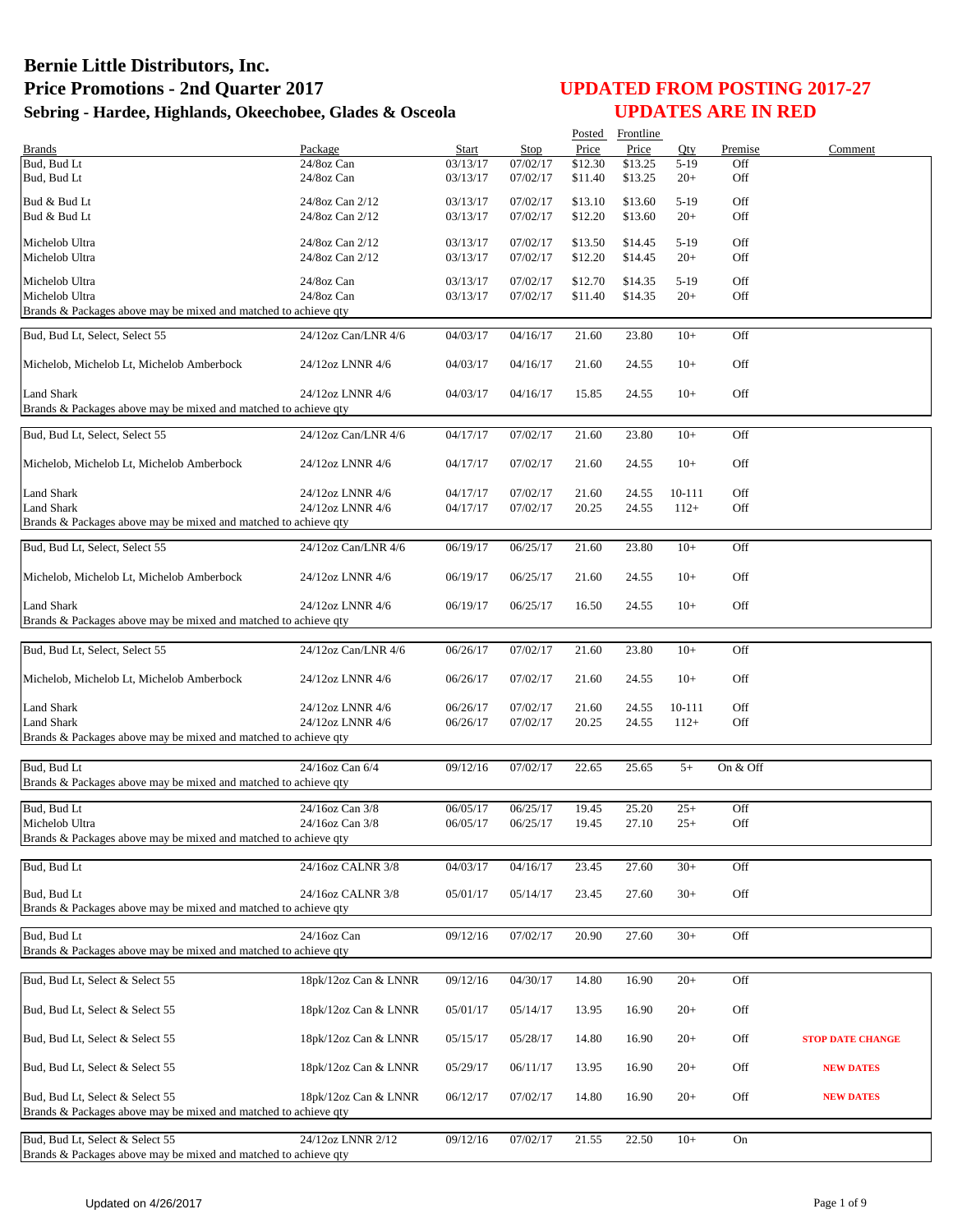# Bernie Little Distributors, Inc.
## Price Promotions - 2nd Quarter 2017
### Sebring - Hardee, Highlands, Okeechobee, Glades & Osceola

**UPDATED FROM POSTING 2017-27**
**UPDATES ARE IN RED**

| Brands | Package | Start | Stop | Posted Price | Frontline Price | Qty | Premise | Comment |
|---|---|---|---|---|---|---|---|---|
| Bud, Bud Lt | 24/8oz Can | 03/13/17 | 07/02/17 | $12.30 | $13.25 | 5-19 | Off | |
| Bud, Bud Lt | 24/8oz Can | 03/13/17 | 07/02/17 | $11.40 | $13.25 | 20+ | Off | |
| Bud & Bud Lt | 24/8oz Can 2/12 | 03/13/17 | 07/02/17 | $13.10 | $13.60 | 5-19 | Off | |
| Bud & Bud Lt | 24/8oz Can 2/12 | 03/13/17 | 07/02/17 | $12.20 | $13.60 | 20+ | Off | |
| Michelob Ultra | 24/8oz Can 2/12 | 03/13/17 | 07/02/17 | $13.50 | $14.45 | 5-19 | Off | |
| Michelob Ultra | 24/8oz Can 2/12 | 03/13/17 | 07/02/17 | $12.20 | $14.45 | 20+ | Off | |
| Michelob Ultra | 24/8oz Can | 03/13/17 | 07/02/17 | $12.70 | $14.35 | 5-19 | Off | |
| Michelob Ultra | 24/8oz Can | 03/13/17 | 07/02/17 | $11.40 | $14.35 | 20+ | Off | |
| Brands & Packages above may be mixed and matched to achieve qty | | | | | | | | |
| Bud, Bud Lt, Select, Select 55 | 24/12oz Can/LNR 4/6 | 04/03/17 | 04/16/17 | 21.60 | 23.80 | 10+ | Off | |
| Michelob, Michelob Lt, Michelob Amberbock | 24/12oz LNNR 4/6 | 04/03/17 | 04/16/17 | 21.60 | 24.55 | 10+ | Off | |
| Land Shark | 24/12oz LNNR 4/6 | 04/03/17 | 04/16/17 | 15.85 | 24.55 | 10+ | Off | |
| Brands & Packages above may be mixed and matched to achieve qty | | | | | | | | |
| Bud, Bud Lt, Select, Select 55 | 24/12oz Can/LNR 4/6 | 04/17/17 | 07/02/17 | 21.60 | 23.80 | 10+ | Off | |
| Michelob, Michelob Lt, Michelob Amberbock | 24/12oz LNNR 4/6 | 04/17/17 | 07/02/17 | 21.60 | 24.55 | 10+ | Off | |
| Land Shark | 24/12oz LNNR 4/6 | 04/17/17 | 07/02/17 | 21.60 | 24.55 | 10-111 | Off | |
| Land Shark | 24/12oz LNNR 4/6 | 04/17/17 | 07/02/17 | 20.25 | 24.55 | 112+ | Off | |
| Brands & Packages above may be mixed and matched to achieve qty | | | | | | | | |
| Bud, Bud Lt, Select, Select 55 | 24/12oz Can/LNR 4/6 | 06/19/17 | 06/25/17 | 21.60 | 23.80 | 10+ | Off | |
| Michelob, Michelob Lt, Michelob Amberbock | 24/12oz LNNR 4/6 | 06/19/17 | 06/25/17 | 21.60 | 24.55 | 10+ | Off | |
| Land Shark | 24/12oz LNNR 4/6 | 06/19/17 | 06/25/17 | 16.50 | 24.55 | 10+ | Off | |
| Brands & Packages above may be mixed and matched to achieve qty | | | | | | | | |
| Bud, Bud Lt, Select, Select 55 | 24/12oz Can/LNR 4/6 | 06/26/17 | 07/02/17 | 21.60 | 23.80 | 10+ | Off | |
| Michelob, Michelob Lt, Michelob Amberbock | 24/12oz LNNR 4/6 | 06/26/17 | 07/02/17 | 21.60 | 24.55 | 10+ | Off | |
| Land Shark | 24/12oz LNNR 4/6 | 06/26/17 | 07/02/17 | 21.60 | 24.55 | 10-111 | Off | |
| Land Shark | 24/12oz LNNR 4/6 | 06/26/17 | 07/02/17 | 20.25 | 24.55 | 112+ | Off | |
| Brands & Packages above may be mixed and matched to achieve qty | | | | | | | | |
| Bud, Bud Lt | 24/16oz Can 6/4 | 09/12/16 | 07/02/17 | 22.65 | 25.65 | 5+ | On & Off | |
| Brands & Packages above may be mixed and matched to achieve qty | | | | | | | | |
| Bud, Bud Lt | 24/16oz Can 3/8 | 06/05/17 | 06/25/17 | 19.45 | 25.20 | 25+ | Off | |
| Michelob Ultra | 24/16oz Can 3/8 | 06/05/17 | 06/25/17 | 19.45 | 27.10 | 25+ | Off | |
| Brands & Packages above may be mixed and matched to achieve qty | | | | | | | | |
| Bud, Bud Lt | 24/16oz CALNR 3/8 | 04/03/17 | 04/16/17 | 23.45 | 27.60 | 30+ | Off | |
| Bud, Bud Lt | 24/16oz CALNR 3/8 | 05/01/17 | 05/14/17 | 23.45 | 27.60 | 30+ | Off | |
| Brands & Packages above may be mixed and matched to achieve qty | | | | | | | | |
| Bud, Bud Lt | 24/16oz Can | 09/12/16 | 07/02/17 | 20.90 | 27.60 | 30+ | Off | |
| Brands & Packages above may be mixed and matched to achieve qty | | | | | | | | |
| Bud, Bud Lt, Select & Select 55 | 18pk/12oz Can & LNNR | 09/12/16 | 04/30/17 | 14.80 | 16.90 | 20+ | Off | |
| Bud, Bud Lt, Select & Select 55 | 18pk/12oz Can & LNNR | 05/01/17 | 05/14/17 | 13.95 | 16.90 | 20+ | Off | |
| Bud, Bud Lt, Select & Select 55 | 18pk/12oz Can & LNNR | 05/15/17 | 05/28/17 | 14.80 | 16.90 | 20+ | Off | **STOP DATE CHANGE** |
| Bud, Bud Lt, Select & Select 55 | 18pk/12oz Can & LNNR | 05/29/17 | 06/11/17 | 13.95 | 16.90 | 20+ | Off | **NEW DATES** |
| Bud, Bud Lt, Select & Select 55 | 18pk/12oz Can & LNNR | 06/12/17 | 07/02/17 | 14.80 | 16.90 | 20+ | Off | **NEW DATES** |
| Brands & Packages above may be mixed and matched to achieve qty | | | | | | | | |
| Bud, Bud Lt, Select & Select 55 | 24/12oz LNNR 2/12 | 09/12/16 | 07/02/17 | 21.55 | 22.50 | 10+ | On | |
| Brands & Packages above may be mixed and matched to achieve qty | | | | | | | | |

Updated on 4/26/2017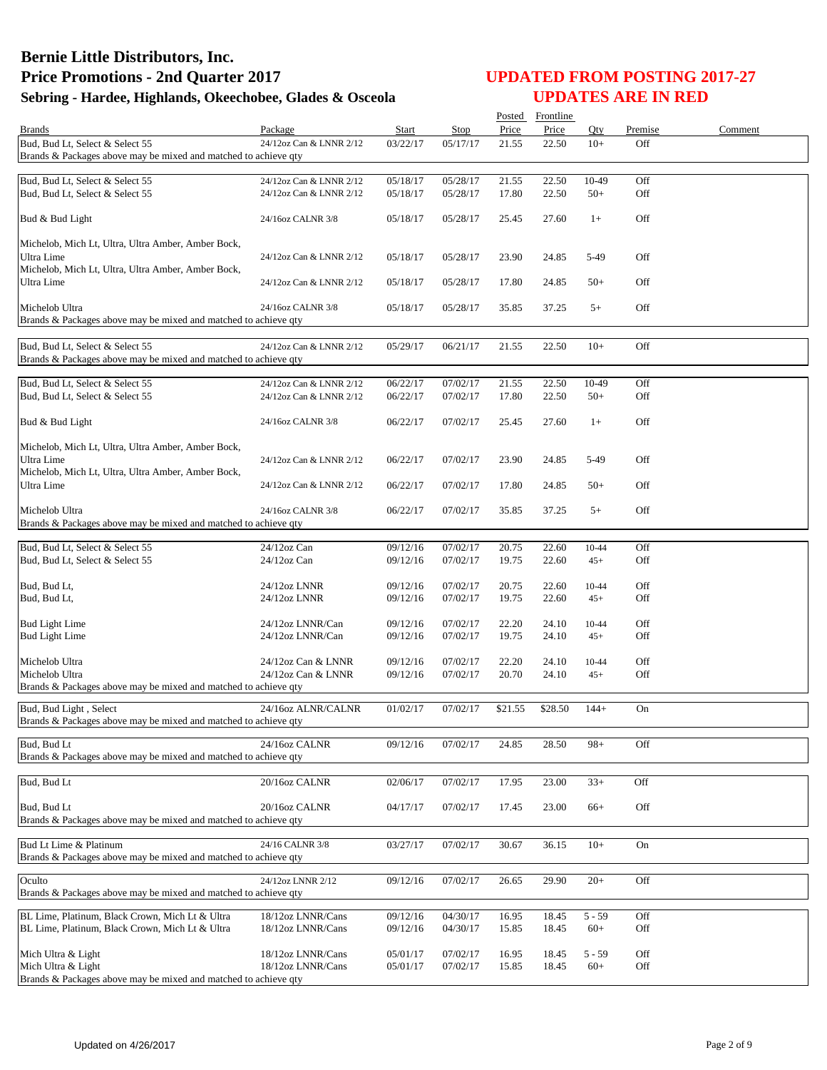# Bernie Little Distributors, Inc.
# Price Promotions - 2nd Quarter 2017
### Sebring - Hardee, Highlands, Okeechobee, Glades & Osceola

## UPDATED FROM POSTING 2017-27
## UPDATES ARE IN RED

| Brands | Package | Start | Stop | Posted Price | Frontline Price | Qty | Premise | Comment |
|---|---|---|---|---|---|---|---|---|
| Bud, Bud Lt, Select & Select 55 | 24/12oz Can & LNNR 2/12 | 03/22/17 | 05/17/17 | 21.55 | 22.50 | 10+ | Off | |
| Brands & Packages above may be mixed and matched to achieve qty | | | | | | | | |
| Bud, Bud Lt, Select & Select 55 | 24/12oz Can & LNNR 2/12 | 05/18/17 | 05/28/17 | 21.55 | 22.50 | 10-49 | Off | |
| Bud, Bud Lt, Select & Select 55 | 24/12oz Can & LNNR 2/12 | 05/18/17 | 05/28/17 | 17.80 | 22.50 | 50+ | Off | |
| Bud & Bud Light | 24/16oz CALNR 3/8 | 05/18/17 | 05/28/17 | 25.45 | 27.60 | 1+ | Off | |
| Michelob, Mich Lt, Ultra, Ultra Amber, Amber Bock, Ultra Lime | 24/12oz Can & LNNR 2/12 | 05/18/17 | 05/28/17 | 23.90 | 24.85 | 5-49 | Off | |
| Michelob, Mich Lt, Ultra, Ultra Amber, Amber Bock, Ultra Lime | 24/12oz Can & LNNR 2/12 | 05/18/17 | 05/28/17 | 17.80 | 24.85 | 50+ | Off | |
| Michelob Ultra | 24/16oz CALNR 3/8 | 05/18/17 | 05/28/17 | 35.85 | 37.25 | 5+ | Off | |
| Brands & Packages above may be mixed and matched to achieve qty | | | | | | | | |
| Bud, Bud Lt, Select & Select 55 | 24/12oz Can & LNNR 2/12 | 05/29/17 | 06/21/17 | 21.55 | 22.50 | 10+ | Off | |
| Brands & Packages above may be mixed and matched to achieve qty | | | | | | | | |
| Bud, Bud Lt, Select & Select 55 | 24/12oz Can & LNNR 2/12 | 06/22/17 | 07/02/17 | 21.55 | 22.50 | 10-49 | Off | |
| Bud, Bud Lt, Select & Select 55 | 24/12oz Can & LNNR 2/12 | 06/22/17 | 07/02/17 | 17.80 | 22.50 | 50+ | Off | |
| Bud & Bud Light | 24/16oz CALNR 3/8 | 06/22/17 | 07/02/17 | 25.45 | 27.60 | 1+ | Off | |
| Michelob, Mich Lt, Ultra, Ultra Amber, Amber Bock, Ultra Lime | 24/12oz Can & LNNR 2/12 | 06/22/17 | 07/02/17 | 23.90 | 24.85 | 5-49 | Off | |
| Michelob, Mich Lt, Ultra, Ultra Amber, Amber Bock, Ultra Lime | 24/12oz Can & LNNR 2/12 | 06/22/17 | 07/02/17 | 17.80 | 24.85 | 50+ | Off | |
| Michelob Ultra | 24/16oz CALNR 3/8 | 06/22/17 | 07/02/17 | 35.85 | 37.25 | 5+ | Off | |
| Brands & Packages above may be mixed and matched to achieve qty | | | | | | | | |
| Bud, Bud Lt, Select & Select 55 | 24/12oz Can | 09/12/16 | 07/02/17 | 20.75 | 22.60 | 10-44 | Off | |
| Bud, Bud Lt, Select & Select 55 | 24/12oz Can | 09/12/16 | 07/02/17 | 19.75 | 22.60 | 45+ | Off | |
| Bud, Bud Lt, | 24/12oz LNNR | 09/12/16 | 07/02/17 | 20.75 | 22.60 | 10-44 | Off | |
| Bud, Bud Lt, | 24/12oz LNNR | 09/12/16 | 07/02/17 | 19.75 | 22.60 | 45+ | Off | |
| Bud Light Lime | 24/12oz LNNR/Can | 09/12/16 | 07/02/17 | 22.20 | 24.10 | 10-44 | Off | |
| Bud Light Lime | 24/12oz LNNR/Can | 09/12/16 | 07/02/17 | 19.75 | 24.10 | 45+ | Off | |
| Michelob Ultra | 24/12oz Can & LNNR | 09/12/16 | 07/02/17 | 22.20 | 24.10 | 10-44 | Off | |
| Michelob Ultra | 24/12oz Can & LNNR | 09/12/16 | 07/02/17 | 20.70 | 24.10 | 45+ | Off | |
| Brands & Packages above may be mixed and matched to achieve qty | | | | | | | | |
| Bud, Bud Light , Select | 24/16oz ALNR/CALNR | 01/02/17 | 07/02/17 | $21.55 | $28.50 | 144+ | On | |
| Brands & Packages above may be mixed and matched to achieve qty | | | | | | | | |
| Bud, Bud Lt | 24/16oz CALNR | 09/12/16 | 07/02/17 | 24.85 | 28.50 | 98+ | Off | |
| Brands & Packages above may be mixed and matched to achieve qty | | | | | | | | |
| Bud, Bud Lt | 20/16oz CALNR | 02/06/17 | 07/02/17 | 17.95 | 23.00 | 33+ | Off | |
| Bud, Bud Lt | 20/16oz CALNR | 04/17/17 | 07/02/17 | 17.45 | 23.00 | 66+ | Off | |
| Brands & Packages above may be mixed and matched to achieve qty | | | | | | | | |
| Bud Lt Lime & Platinum | 24/16 CALNR 3/8 | 03/27/17 | 07/02/17 | 30.67 | 36.15 | 10+ | On | |
| Brands & Packages above may be mixed and matched to achieve qty | | | | | | | | |
| Oculto | 24/12oz LNNR 2/12 | 09/12/16 | 07/02/17 | 26.65 | 29.90 | 20+ | Off | |
| Brands & Packages above may be mixed and matched to achieve qty | | | | | | | | |
| BL Lime, Platinum, Black Crown, Mich Lt & Ultra | 18/12oz LNNR/Cans | 09/12/16 | 04/30/17 | 16.95 | 18.45 | 5 - 59 | Off | |
| BL Lime, Platinum, Black Crown, Mich Lt & Ultra | 18/12oz LNNR/Cans | 09/12/16 | 04/30/17 | 15.85 | 18.45 | 60+ | Off | |
| Mich Ultra & Light | 18/12oz LNNR/Cans | 05/01/17 | 07/02/17 | 16.95 | 18.45 | 5 - 59 | Off | |
| Mich Ultra & Light | 18/12oz LNNR/Cans | 05/01/17 | 07/02/17 | 15.85 | 18.45 | 60+ | Off | |
| Brands & Packages above may be mixed and matched to achieve qty | | | | | | | | |

Updated on 4/26/2017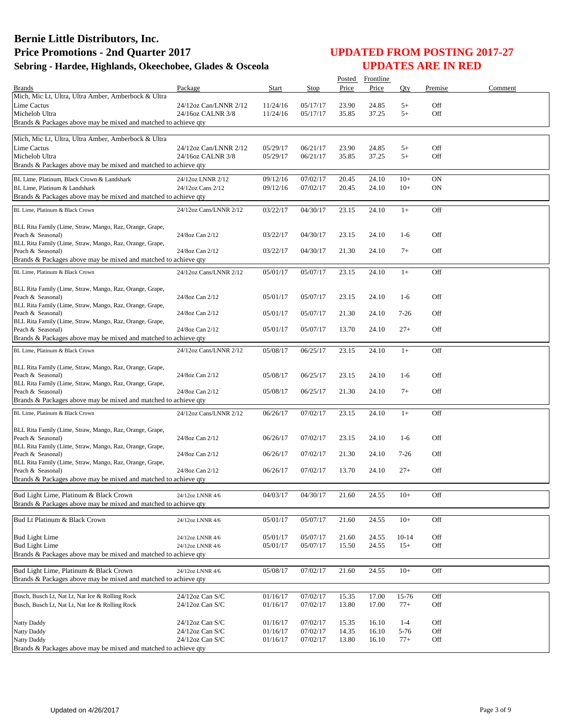# Bernie Little Distributors, Inc.
# Price Promotions - 2nd Quarter 2017
### Sebring - Hardee, Highlands, Okeechobee, Glades & Osceola

## UPDATED FROM POSTING 2017-27
## UPDATES ARE IN RED

| Brands | Package | Start | Stop | Posted Price | Frontline Price | Qty | Premise | Comment |
|---|---|---|---|---|---|---|---|---|
| Mich, Mic Lt, Ultra, Ultra Amber, Amberbock & Ultra Lime Cactus | 24/12oz Can/LNNR 2/12 | 11/24/16 | 05/17/17 | 23.90 | 24.85 | 5+ | Off | |
| Michelob Ultra | 24/16oz CALNR 3/8 | 11/24/16 | 05/17/17 | 35.85 | 37.25 | 5+ | Off | |
| Brands & Packages above may be mixed and matched to achieve qty | | | | | | | | |
| Mich, Mic Lt, Ultra, Ultra Amber, Amberbock & Ultra Lime Cactus | 24/12oz Can/LNNR 2/12 | 05/29/17 | 06/21/17 | 23.90 | 24.85 | 5+ | Off | |
| Michelob Ultra | 24/16oz CALNR 3/8 | 05/29/17 | 06/21/17 | 35.85 | 37.25 | 5+ | Off | |
| Brands & Packages above may be mixed and matched to achieve qty | | | | | | | | |
| BL Lime, Platinum, Black Crown & Landshark | 24/12oz LNNR 2/12 | 09/12/16 | 07/02/17 | 20.45 | 24.10 | 10+ | ON | |
| BL Lime, Platinum & Landshark | 24/12oz Cans 2/12 | 09/12/16 | 07/02/17 | 20.45 | 24.10 | 10+ | ON | |
| Brands & Packages above may be mixed and matched to achieve qty | | | | | | | | |
| BL Lime, Platinum & Black Crown | 24/12oz Cans/LNNR 2/12 | 03/22/17 | 04/30/17 | 23.15 | 24.10 | 1+ | Off | |
| BLL Rita Family (Lime, Straw, Mango, Raz, Orange, Grape, Peach & Seasonal) | 24/8oz Can 2/12 | 03/22/17 | 04/30/17 | 23.15 | 24.10 | 1-6 | Off | |
| BLL Rita Family (Lime, Straw, Mango, Raz, Orange, Grape, Peach & Seasonal) | 24/8oz Can 2/12 | 03/22/17 | 04/30/17 | 21.30 | 24.10 | 7+ | Off | |
| Brands & Packages above may be mixed and matched to achieve qty | | | | | | | | |
| BL Lime, Platinum & Black Crown | 24/12oz Cans/LNNR 2/12 | 05/01/17 | 05/07/17 | 23.15 | 24.10 | 1+ | Off | |
| BLL Rita Family (Lime, Straw, Mango, Raz, Orange, Grape, Peach & Seasonal) | 24/8oz Can 2/12 | 05/01/17 | 05/07/17 | 23.15 | 24.10 | 1-6 | Off | |
| BLL Rita Family (Lime, Straw, Mango, Raz, Orange, Grape, Peach & Seasonal) | 24/8oz Can 2/12 | 05/01/17 | 05/07/17 | 21.30 | 24.10 | 7-26 | Off | |
| BLL Rita Family (Lime, Straw, Mango, Raz, Orange, Grape, Peach & Seasonal) | 24/8oz Can 2/12 | 05/01/17 | 05/07/17 | 13.70 | 24.10 | 27+ | Off | |
| Brands & Packages above may be mixed and matched to achieve qty | | | | | | | | |
| BL Lime, Platinum & Black Crown | 24/12oz Cans/LNNR 2/12 | 05/08/17 | 06/25/17 | 23.15 | 24.10 | 1+ | Off | |
| BLL Rita Family (Lime, Straw, Mango, Raz, Orange, Grape, Peach & Seasonal) | 24/8oz Can 2/12 | 05/08/17 | 06/25/17 | 23.15 | 24.10 | 1-6 | Off | |
| BLL Rita Family (Lime, Straw, Mango, Raz, Orange, Grape, Peach & Seasonal) | 24/8oz Can 2/12 | 05/08/17 | 06/25/17 | 21.30 | 24.10 | 7+ | Off | |
| Brands & Packages above may be mixed and matched to achieve qty | | | | | | | | |
| BL Lime, Platinum & Black Crown | 24/12oz Cans/LNNR 2/12 | 06/26/17 | 07/02/17 | 23.15 | 24.10 | 1+ | Off | |
| BLL Rita Family (Lime, Straw, Mango, Raz, Orange, Grape, Peach & Seasonal) | 24/8oz Can 2/12 | 06/26/17 | 07/02/17 | 23.15 | 24.10 | 1-6 | Off | |
| BLL Rita Family (Lime, Straw, Mango, Raz, Orange, Grape, Peach & Seasonal) | 24/8oz Can 2/12 | 06/26/17 | 07/02/17 | 21.30 | 24.10 | 7-26 | Off | |
| BLL Rita Family (Lime, Straw, Mango, Raz, Orange, Grape, Peach & Seasonal) | 24/8oz Can 2/12 | 06/26/17 | 07/02/17 | 13.70 | 24.10 | 27+ | Off | |
| Brands & Packages above may be mixed and matched to achieve qty | | | | | | | | |
| Bud Light Lime, Platinum & Black Crown | 24/12oz LNNR 4/6 | 04/03/17 | 04/30/17 | 21.60 | 24.55 | 10+ | Off | |
| Brands & Packages above may be mixed and matched to achieve qty | | | | | | | | |
| Bud Lt Platinum & Black Crown | 24/12oz LNNR 4/6 | 05/01/17 | 05/07/17 | 21.60 | 24.55 | 10+ | Off | |
| Bud Light Lime | 24/12oz LNNR 4/6 | 05/01/17 | 05/07/17 | 21.60 | 24.55 | 10-14 | Off | |
| Bud Light Lime | 24/12oz LNNR 4/6 | 05/01/17 | 05/07/17 | 15.50 | 24.55 | 15+ | Off | |
| Brands & Packages above may be mixed and matched to achieve qty | | | | | | | | |
| Bud Light Lime, Platinum & Black Crown | 24/12oz LNNR 4/6 | 05/08/17 | 07/02/17 | 21.60 | 24.55 | 10+ | Off | |
| Brands & Packages above may be mixed and matched to achieve qty | | | | | | | | |
| Busch, Busch Lt, Nat Lt, Nat Ice & Rolling Rock | 24/12oz Can S/C | 01/16/17 | 07/02/17 | 15.35 | 17.00 | 15-76 | Off | |
| Busch, Busch Lt, Nat Lt, Nat Ice & Rolling Rock | 24/12oz Can S/C | 01/16/17 | 07/02/17 | 13.80 | 17.00 | 77+ | Off | |
| Natty Daddy | 24/12oz Can S/C | 01/16/17 | 07/02/17 | 15.35 | 16.10 | 1-4 | Off | |
| Natty Daddy | 24/12oz Can S/C | 01/16/17 | 07/02/17 | 14.35 | 16.10 | 5-76 | Off | |
| Natty Daddy | 24/12oz Can S/C | 01/16/17 | 07/02/17 | 13.80 | 16.10 | 77+ | Off | |
| Brands & Packages above may be mixed and matched to achieve qty | | | | | | | | |

Updated on 4/26/2017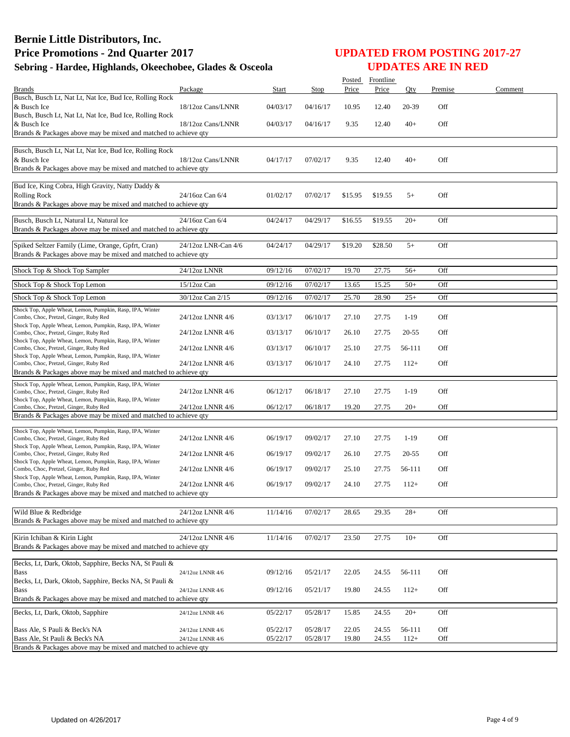# Bernie Little Distributors, Inc.
# Price Promotions - 2nd Quarter 2017
### Sebring - Hardee, Highlands, Okeechobee, Glades & Osceola

## UPDATED FROM POSTING 2017-27
## UPDATES ARE IN RED

| Brands | Package | Start | Stop | Posted Price | Frontline Price | Qty | Premise | Comment |
|---|---|---|---|---|---|---|---|---|
| Busch, Busch Lt, Nat Lt, Nat Ice, Bud Ice, Rolling Rock & Busch Ice | 18/12oz Cans/LNNR | 04/03/17 | 04/16/17 | 10.95 | 12.40 | 20-39 | Off | |
| Busch, Busch Lt, Nat Lt, Nat Ice, Bud Ice, Rolling Rock & Busch Ice | 18/12oz Cans/LNNR | 04/03/17 | 04/16/17 | 9.35 | 12.40 | 40+ | Off | |
| Brands & Packages above may be mixed and matched to achieve qty | | | | | | | | |
| Busch, Busch Lt, Nat Lt, Nat Ice, Bud Ice, Rolling Rock & Busch Ice | 18/12oz Cans/LNNR | 04/17/17 | 07/02/17 | 9.35 | 12.40 | 40+ | Off | |
| Brands & Packages above may be mixed and matched to achieve qty | | | | | | | | |
| Bud Ice, King Cobra, High Gravity, Natty Daddy & Rolling Rock | 24/16oz Can 6/4 | 01/02/17 | 07/02/17 | $15.95 | $19.55 | 5+ | Off | |
| Brands & Packages above may be mixed and matched to achieve qty | | | | | | | | |
| Busch, Busch Lt, Natural Lt, Natural Ice | 24/16oz Can 6/4 | 04/24/17 | 04/29/17 | $16.55 | $19.55 | 20+ | Off | |
| Brands & Packages above may be mixed and matched to achieve qty | | | | | | | | |
| Spiked Seltzer Family (Lime, Orange, Gpfrt, Cran) | 24/12oz LNR-Can 4/6 | 04/24/17 | 04/29/17 | $19.20 | $28.50 | 5+ | Off | |
| Brands & Packages above may be mixed and matched to achieve qty | | | | | | | | |
| Shock Top & Shock Top Sampler | 24/12oz LNNR | 09/12/16 | 07/02/17 | 19.70 | 27.75 | 56+ | Off | |
| Shock Top & Shock Top Lemon | 15/12oz Can | 09/12/16 | 07/02/17 | 13.65 | 15.25 | 50+ | Off | |
| Shock Top & Shock Top Lemon | 30/12oz Can 2/15 | 09/12/16 | 07/02/17 | 25.70 | 28.90 | 25+ | Off | |
| Shock Top, Apple Wheat, Lemon, Pumpkin, Rasp, IPA, Winter Combo, Choc, Pretzel, Ginger, Ruby Red | 24/12oz LNNR 4/6 | 03/13/17 | 06/10/17 | 27.10 | 27.75 | 1-19 | Off | |
| Shock Top, Apple Wheat, Lemon, Pumpkin, Rasp, IPA, Winter Combo, Choc, Pretzel, Ginger, Ruby Red | 24/12oz LNNR 4/6 | 03/13/17 | 06/10/17 | 26.10 | 27.75 | 20-55 | Off | |
| Shock Top, Apple Wheat, Lemon, Pumpkin, Rasp, IPA, Winter Combo, Choc, Pretzel, Ginger, Ruby Red | 24/12oz LNNR 4/6 | 03/13/17 | 06/10/17 | 25.10 | 27.75 | 56-111 | Off | |
| Shock Top, Apple Wheat, Lemon, Pumpkin, Rasp, IPA, Winter Combo, Choc, Pretzel, Ginger, Ruby Red | 24/12oz LNNR 4/6 | 03/13/17 | 06/10/17 | 24.10 | 27.75 | 112+ | Off | |
| Brands & Packages above may be mixed and matched to achieve qty | | | | | | | | |
| Shock Top, Apple Wheat, Lemon, Pumpkin, Rasp, IPA, Winter Combo, Choc, Pretzel, Ginger, Ruby Red | 24/12oz LNNR 4/6 | 06/12/17 | 06/18/17 | 27.10 | 27.75 | 1-19 | Off | |
| Shock Top, Apple Wheat, Lemon, Pumpkin, Rasp, IPA, Winter Combo, Choc, Pretzel, Ginger, Ruby Red | 24/12oz LNNR 4/6 | 06/12/17 | 06/18/17 | 19.20 | 27.75 | 20+ | Off | |
| Brands & Packages above may be mixed and matched to achieve qty | | | | | | | | |
| Shock Top, Apple Wheat, Lemon, Pumpkin, Rasp, IPA, Winter Combo, Choc, Pretzel, Ginger, Ruby Red | 24/12oz LNNR 4/6 | 06/19/17 | 09/02/17 | 27.10 | 27.75 | 1-19 | Off | |
| Shock Top, Apple Wheat, Lemon, Pumpkin, Rasp, IPA, Winter Combo, Choc, Pretzel, Ginger, Ruby Red | 24/12oz LNNR 4/6 | 06/19/17 | 09/02/17 | 26.10 | 27.75 | 20-55 | Off | |
| Shock Top, Apple Wheat, Lemon, Pumpkin, Rasp, IPA, Winter Combo, Choc, Pretzel, Ginger, Ruby Red | 24/12oz LNNR 4/6 | 06/19/17 | 09/02/17 | 25.10 | 27.75 | 56-111 | Off | |
| Shock Top, Apple Wheat, Lemon, Pumpkin, Rasp, IPA, Winter Combo, Choc, Pretzel, Ginger, Ruby Red | 24/12oz LNNR 4/6 | 06/19/17 | 09/02/17 | 24.10 | 27.75 | 112+ | Off | |
| Brands & Packages above may be mixed and matched to achieve qty | | | | | | | | |
| Wild Blue & Redbridge | 24/12oz LNNR 4/6 | 11/14/16 | 07/02/17 | 28.65 | 29.35 | 28+ | Off | |
| Brands & Packages above may be mixed and matched to achieve qty | | | | | | | | |
| Kirin Ichiban & Kirin Light | 24/12oz LNNR 4/6 | 11/14/16 | 07/02/17 | 23.50 | 27.75 | 10+ | Off | |
| Brands & Packages above may be mixed and matched to achieve qty | | | | | | | | |
| Becks, Lt, Dark, Oktob, Sapphire, Becks NA, St Pauli & Bass | 24/12oz LNNR 4/6 | 09/12/16 | 05/21/17 | 22.05 | 24.55 | 56-111 | Off | |
| Becks, Lt, Dark, Oktob, Sapphire, Becks NA, St Pauli & Bass | 24/12oz LNNR 4/6 | 09/12/16 | 05/21/17 | 19.80 | 24.55 | 112+ | Off | |
| Brands & Packages above may be mixed and matched to achieve qty | | | | | | | | |
| Becks, Lt, Dark, Oktob, Sapphire | 24/12oz LNNR 4/6 | 05/22/17 | 05/28/17 | 15.85 | 24.55 | 20+ | Off | |
| Bass Ale, S Pauli & Beck's NA | 24/12oz LNNR 4/6 | 05/22/17 | 05/28/17 | 22.05 | 24.55 | 56-111 | Off | |
| Bass Ale, St Pauli & Beck's NA | 24/12oz LNNR 4/6 | 05/22/17 | 05/28/17 | 19.80 | 24.55 | 112+ | Off | |
| Brands & Packages above may be mixed and matched to achieve qty | | | | | | | | |

Updated on 4/26/2017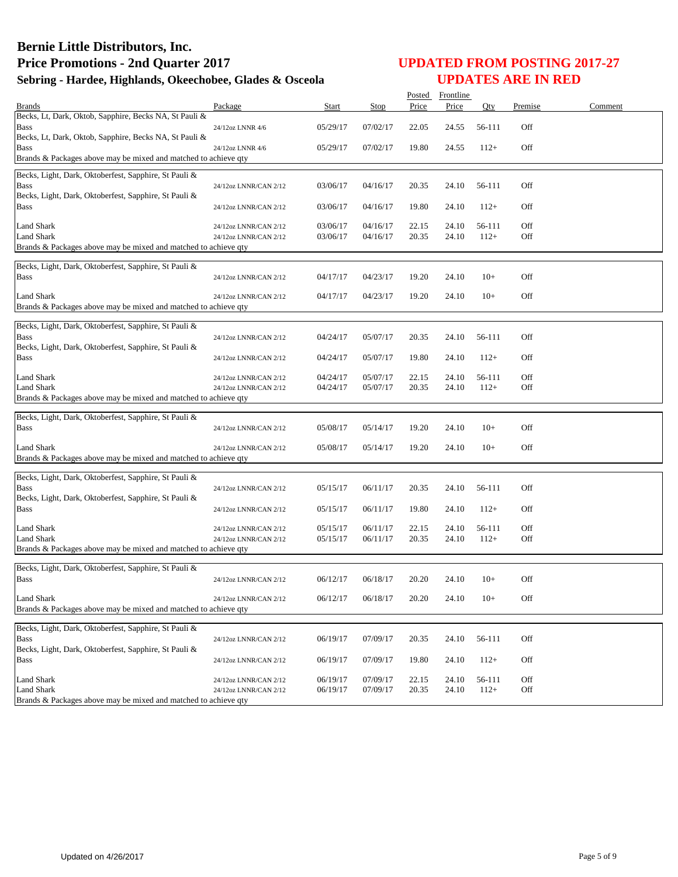# Bernie Little Distributors, Inc.
## Price Promotions - 2nd Quarter 2017
### Sebring - Hardee, Highlands, Okeechobee, Glades & Osceola

**UPDATED FROM POSTING 2017-27**
**UPDATES ARE IN RED**

| Brands | Package | Start | Stop | Posted Price | Frontline Price | Qty | Premise | Comment |
|---|---|---|---|---|---|---|---|---|
| Becks, Lt, Dark, Oktob, Sapphire, Becks NA, St Pauli & Bass | 24/12oz LNNR 4/6 | 05/29/17 | 07/02/17 | 22.05 | 24.55 | 56-111 | Off | |
| Becks, Lt, Dark, Oktob, Sapphire, Becks NA, St Pauli & Bass | 24/12oz LNNR 4/6 | 05/29/17 | 07/02/17 | 19.80 | 24.55 | 112+ | Off | |
| Brands & Packages above may be mixed and matched to achieve qty | | | | | | | | |
| Becks, Light, Dark, Oktoberfest, Sapphire, St Pauli & Bass | 24/12oz LNNR/CAN 2/12 | 03/06/17 | 04/16/17 | 20.35 | 24.10 | 56-111 | Off | |
| Becks, Light, Dark, Oktoberfest, Sapphire, St Pauli & Bass | 24/12oz LNNR/CAN 2/12 | 03/06/17 | 04/16/17 | 19.80 | 24.10 | 112+ | Off | |
| Land Shark | 24/12oz LNNR/CAN 2/12 | 03/06/17 | 04/16/17 | 22.15 | 24.10 | 56-111 | Off | |
| Land Shark | 24/12oz LNNR/CAN 2/12 | 03/06/17 | 04/16/17 | 20.35 | 24.10 | 112+ | Off | |
| Brands & Packages above may be mixed and matched to achieve qty | | | | | | | | |
| Becks, Light, Dark, Oktoberfest, Sapphire, St Pauli & Bass | 24/12oz LNNR/CAN 2/12 | 04/17/17 | 04/23/17 | 19.20 | 24.10 | 10+ | Off | |
| Land Shark | 24/12oz LNNR/CAN 2/12 | 04/17/17 | 04/23/17 | 19.20 | 24.10 | 10+ | Off | |
| Brands & Packages above may be mixed and matched to achieve qty | | | | | | | | |
| Becks, Light, Dark, Oktoberfest, Sapphire, St Pauli & Bass | 24/12oz LNNR/CAN 2/12 | 04/24/17 | 05/07/17 | 20.35 | 24.10 | 56-111 | Off | |
| Becks, Light, Dark, Oktoberfest, Sapphire, St Pauli & Bass | 24/12oz LNNR/CAN 2/12 | 04/24/17 | 05/07/17 | 19.80 | 24.10 | 112+ | Off | |
| Land Shark | 24/12oz LNNR/CAN 2/12 | 04/24/17 | 05/07/17 | 22.15 | 24.10 | 56-111 | Off | |
| Land Shark | 24/12oz LNNR/CAN 2/12 | 04/24/17 | 05/07/17 | 20.35 | 24.10 | 112+ | Off | |
| Brands & Packages above may be mixed and matched to achieve qty | | | | | | | | |
| Becks, Light, Dark, Oktoberfest, Sapphire, St Pauli & Bass | 24/12oz LNNR/CAN 2/12 | 05/08/17 | 05/14/17 | 19.20 | 24.10 | 10+ | Off | |
| Land Shark | 24/12oz LNNR/CAN 2/12 | 05/08/17 | 05/14/17 | 19.20 | 24.10 | 10+ | Off | |
| Brands & Packages above may be mixed and matched to achieve qty | | | | | | | | |
| Becks, Light, Dark, Oktoberfest, Sapphire, St Pauli & Bass | 24/12oz LNNR/CAN 2/12 | 05/15/17 | 06/11/17 | 20.35 | 24.10 | 56-111 | Off | |
| Becks, Light, Dark, Oktoberfest, Sapphire, St Pauli & Bass | 24/12oz LNNR/CAN 2/12 | 05/15/17 | 06/11/17 | 19.80 | 24.10 | 112+ | Off | |
| Land Shark | 24/12oz LNNR/CAN 2/12 | 05/15/17 | 06/11/17 | 22.15 | 24.10 | 56-111 | Off | |
| Land Shark | 24/12oz LNNR/CAN 2/12 | 05/15/17 | 06/11/17 | 20.35 | 24.10 | 112+ | Off | |
| Brands & Packages above may be mixed and matched to achieve qty | | | | | | | | |
| Becks, Light, Dark, Oktoberfest, Sapphire, St Pauli & Bass | 24/12oz LNNR/CAN 2/12 | 06/12/17 | 06/18/17 | 20.20 | 24.10 | 10+ | Off | |
| Land Shark | 24/12oz LNNR/CAN 2/12 | 06/12/17 | 06/18/17 | 20.20 | 24.10 | 10+ | Off | |
| Brands & Packages above may be mixed and matched to achieve qty | | | | | | | | |
| Becks, Light, Dark, Oktoberfest, Sapphire, St Pauli & Bass | 24/12oz LNNR/CAN 2/12 | 06/19/17 | 07/09/17 | 20.35 | 24.10 | 56-111 | Off | |
| Becks, Light, Dark, Oktoberfest, Sapphire, St Pauli & Bass | 24/12oz LNNR/CAN 2/12 | 06/19/17 | 07/09/17 | 19.80 | 24.10 | 112+ | Off | |
| Land Shark | 24/12oz LNNR/CAN 2/12 | 06/19/17 | 07/09/17 | 22.15 | 24.10 | 56-111 | Off | |
| Land Shark | 24/12oz LNNR/CAN 2/12 | 06/19/17 | 07/09/17 | 20.35 | 24.10 | 112+ | Off | |
| Brands & Packages above may be mixed and matched to achieve qty | | | | | | | | |

Updated on 4/26/2017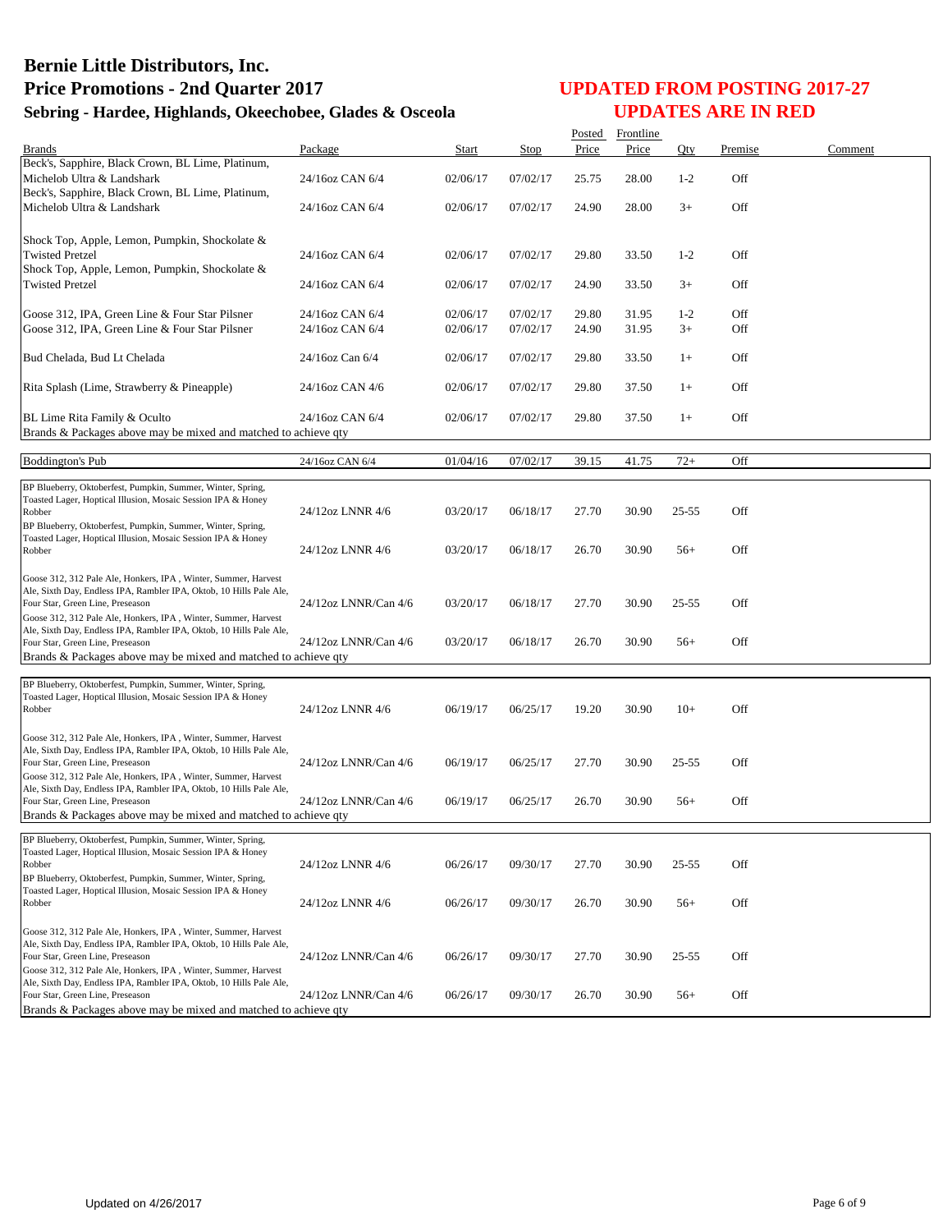# Bernie Little Distributors, Inc.
## Price Promotions - 2nd Quarter 2017
### Sebring - Hardee, Highlands, Okeechobee, Glades & Osceola

**UPDATED FROM POSTING 2017-27**
**UPDATES ARE IN RED**

| Brands | Package | Start | Stop | Posted Price | Frontline Price | Qty | Premise | Comment |
|---|---|---|---|---|---|---|---|---|
| Beck's, Sapphire, Black Crown, BL Lime, Platinum, Michelob Ultra & Landshark | 24/16oz CAN 6/4 | 02/06/17 | 07/02/17 | 25.75 | 28.00 | 1-2 | Off | |
| Beck's, Sapphire, Black Crown, BL Lime, Platinum, Michelob Ultra & Landshark | 24/16oz CAN 6/4 | 02/06/17 | 07/02/17 | 24.90 | 28.00 | 3+ | Off | |
| Shock Top, Apple, Lemon, Pumpkin, Shockolate & Twisted Pretzel | 24/16oz CAN 6/4 | 02/06/17 | 07/02/17 | 29.80 | 33.50 | 1-2 | Off | |
| Shock Top, Apple, Lemon, Pumpkin, Shockolate & Twisted Pretzel | 24/16oz CAN 6/4 | 02/06/17 | 07/02/17 | 24.90 | 33.50 | 3+ | Off | |
| Goose 312, IPA, Green Line & Four Star Pilsner | 24/16oz CAN 6/4 | 02/06/17 | 07/02/17 | 29.80 | 31.95 | 1-2 | Off | |
| Goose 312, IPA, Green Line & Four Star Pilsner | 24/16oz CAN 6/4 | 02/06/17 | 07/02/17 | 24.90 | 31.95 | 3+ | Off | |
| Bud Chelada, Bud Lt Chelada | 24/16oz Can 6/4 | 02/06/17 | 07/02/17 | 29.80 | 33.50 | 1+ | Off | |
| Rita Splash (Lime, Strawberry & Pineapple) | 24/16oz CAN 4/6 | 02/06/17 | 07/02/17 | 29.80 | 37.50 | 1+ | Off | |
| BL Lime Rita Family & Oculto | 24/16oz CAN 6/4 | 02/06/17 | 07/02/17 | 29.80 | 37.50 | 1+ | Off | |
| Brands & Packages above may be mixed and matched to achieve qty | | | | | | | | |
| Boddington's Pub | 24/16oz CAN 6/4 | 01/04/16 | 07/02/17 | 39.15 | 41.75 | 72+ | Off | |
| BP Blueberry, Oktoberfest, Pumpkin, Summer, Winter, Spring, Toasted Lager, Hoptical Illusion, Mosaic Session IPA & Honey Robber | 24/12oz LNNR 4/6 | 03/20/17 | 06/18/17 | 27.70 | 30.90 | 25-55 | Off | |
| BP Blueberry, Oktoberfest, Pumpkin, Summer, Winter, Spring, Toasted Lager, Hoptical Illusion, Mosaic Session IPA & Honey Robber | 24/12oz LNNR 4/6 | 03/20/17 | 06/18/17 | 26.70 | 30.90 | 56+ | Off | |
| Goose 312, 312 Pale Ale, Honkers, IPA , Winter, Summer, Harvest Ale, Sixth Day, Endless IPA, Rambler IPA, Oktob, 10 Hills Pale Ale, Four Star, Green Line, Preseason | 24/12oz LNNR/Can 4/6 | 03/20/17 | 06/18/17 | 27.70 | 30.90 | 25-55 | Off | |
| Goose 312, 312 Pale Ale, Honkers, IPA , Winter, Summer, Harvest Ale, Sixth Day, Endless IPA, Rambler IPA, Oktob, 10 Hills Pale Ale, Four Star, Green Line, Preseason | 24/12oz LNNR/Can 4/6 | 03/20/17 | 06/18/17 | 26.70 | 30.90 | 56+ | Off | |
| Brands & Packages above may be mixed and matched to achieve qty | | | | | | | | |
| BP Blueberry, Oktoberfest, Pumpkin, Summer, Winter, Spring, Toasted Lager, Hoptical Illusion, Mosaic Session IPA & Honey Robber | 24/12oz LNNR 4/6 | 06/19/17 | 06/25/17 | 19.20 | 30.90 | 10+ | Off | |
| Goose 312, 312 Pale Ale, Honkers, IPA , Winter, Summer, Harvest Ale, Sixth Day, Endless IPA, Rambler IPA, Oktob, 10 Hills Pale Ale, Four Star, Green Line, Preseason | 24/12oz LNNR/Can 4/6 | 06/19/17 | 06/25/17 | 27.70 | 30.90 | 25-55 | Off | |
| Goose 312, 312 Pale Ale, Honkers, IPA , Winter, Summer, Harvest Ale, Sixth Day, Endless IPA, Rambler IPA, Oktob, 10 Hills Pale Ale, Four Star, Green Line, Preseason | 24/12oz LNNR/Can 4/6 | 06/19/17 | 06/25/17 | 26.70 | 30.90 | 56+ | Off | |
| Brands & Packages above may be mixed and matched to achieve qty | | | | | | | | |
| BP Blueberry, Oktoberfest, Pumpkin, Summer, Winter, Spring, Toasted Lager, Hoptical Illusion, Mosaic Session IPA & Honey Robber | 24/12oz LNNR 4/6 | 06/26/17 | 09/30/17 | 27.70 | 30.90 | 25-55 | Off | |
| BP Blueberry, Oktoberfest, Pumpkin, Summer, Winter, Spring, Toasted Lager, Hoptical Illusion, Mosaic Session IPA & Honey Robber | 24/12oz LNNR 4/6 | 06/26/17 | 09/30/17 | 26.70 | 30.90 | 56+ | Off | |
| Goose 312, 312 Pale Ale, Honkers, IPA , Winter, Summer, Harvest Ale, Sixth Day, Endless IPA, Rambler IPA, Oktob, 10 Hills Pale Ale, Four Star, Green Line, Preseason | 24/12oz LNNR/Can 4/6 | 06/26/17 | 09/30/17 | 27.70 | 30.90 | 25-55 | Off | |
| Goose 312, 312 Pale Ale, Honkers, IPA , Winter, Summer, Harvest Ale, Sixth Day, Endless IPA, Rambler IPA, Oktob, 10 Hills Pale Ale, Four Star, Green Line, Preseason | 24/12oz LNNR/Can 4/6 | 06/26/17 | 09/30/17 | 26.70 | 30.90 | 56+ | Off | |
| Brands & Packages above may be mixed and matched to achieve qty | | | | | | | | |

Updated on 4/26/2017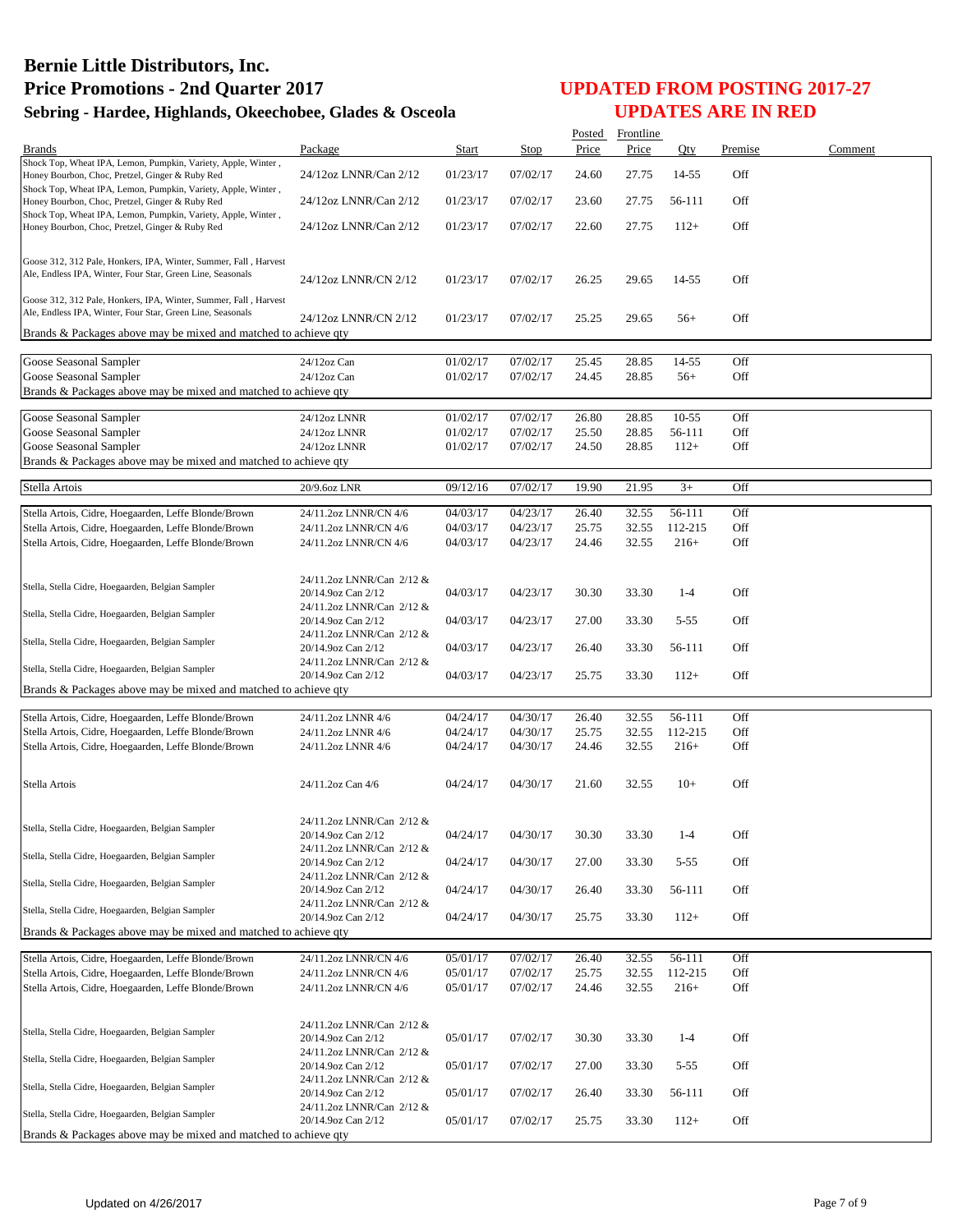# Bernie Little Distributors, Inc.
## Price Promotions - 2nd Quarter 2017
### Sebring - Hardee, Highlands, Okeechobee, Glades & Osceola

## UPDATED FROM POSTING 2017-27
## UPDATES ARE IN RED

| Brands | Package | Start | Stop | Posted Price | Frontline Price | Qty | Premise | Comment |
|---|---|---|---|---|---|---|---|---|
| Shock Top, Wheat IPA, Lemon, Pumpkin, Variety, Apple, Winter , Honey Bourbon, Choc, Pretzel, Ginger & Ruby Red | 24/12oz LNNR/Can 2/12 | 01/23/17 | 07/02/17 | 24.60 | 27.75 | 14-55 | Off | |
| Shock Top, Wheat IPA, Lemon, Pumpkin, Variety, Apple, Winter , Honey Bourbon, Choc, Pretzel, Ginger & Ruby Red | 24/12oz LNNR/Can 2/12 | 01/23/17 | 07/02/17 | 23.60 | 27.75 | 56-111 | Off | |
| Shock Top, Wheat IPA, Lemon, Pumpkin, Variety, Apple, Winter , Honey Bourbon, Choc, Pretzel, Ginger & Ruby Red | 24/12oz LNNR/Can 2/12 | 01/23/17 | 07/02/17 | 22.60 | 27.75 | 112+ | Off | |
| Goose 312, 312 Pale, Honkers, IPA, Winter, Summer, Fall , Harvest Ale, Endless IPA, Winter, Four Star, Green Line, Seasonals | 24/12oz LNNR/CN 2/12 | 01/23/17 | 07/02/17 | 26.25 | 29.65 | 14-55 | Off | |
| Goose 312, 312 Pale, Honkers, IPA, Winter, Summer, Fall , Harvest Ale, Endless IPA, Winter, Four Star, Green Line, Seasonals | 24/12oz LNNR/CN 2/12 | 01/23/17 | 07/02/17 | 25.25 | 29.65 | 56+ | Off | |
| Brands & Packages above may be mixed and matched to achieve qty | | | | | | | | |
| Goose Seasonal Sampler | 24/12oz Can | 01/02/17 | 07/02/17 | 25.45 | 28.85 | 14-55 | Off | |
| Goose Seasonal Sampler | 24/12oz Can | 01/02/17 | 07/02/17 | 24.45 | 28.85 | 56+ | Off | |
| Brands & Packages above may be mixed and matched to achieve qty | | | | | | | | |
| Goose Seasonal Sampler | 24/12oz LNNR | 01/02/17 | 07/02/17 | 26.80 | 28.85 | 10-55 | Off | |
| Goose Seasonal Sampler | 24/12oz LNNR | 01/02/17 | 07/02/17 | 25.50 | 28.85 | 56-111 | Off | |
| Goose Seasonal Sampler | 24/12oz LNNR | 01/02/17 | 07/02/17 | 24.50 | 28.85 | 112+ | Off | |
| Brands & Packages above may be mixed and matched to achieve qty | | | | | | | | |
| Stella Artois | 20/9.6oz LNR | 09/12/16 | 07/02/17 | 19.90 | 21.95 | 3+ | Off | |
| Stella Artois, Cidre, Hoegaarden, Leffe Blonde/Brown | 24/11.2oz LNNR/CN 4/6 | 04/03/17 | 04/23/17 | 26.40 | 32.55 | 56-111 | Off | |
| Stella Artois, Cidre, Hoegaarden, Leffe Blonde/Brown | 24/11.2oz LNNR/CN 4/6 | 04/03/17 | 04/23/17 | 25.75 | 32.55 | 112-215 | Off | |
| Stella Artois, Cidre, Hoegaarden, Leffe Blonde/Brown | 24/11.2oz LNNR/CN 4/6 | 04/03/17 | 04/23/17 | 24.46 | 32.55 | 216+ | Off | |
| Stella, Stella Cidre, Hoegaarden, Belgian Sampler | 24/11.2oz LNNR/Can 2/12 & 20/14.9oz Can 2/12 | 04/03/17 | 04/23/17 | 30.30 | 33.30 | 1-4 | Off | |
| Stella, Stella Cidre, Hoegaarden, Belgian Sampler | 24/11.2oz LNNR/Can 2/12 & 20/14.9oz Can 2/12 | 04/03/17 | 04/23/17 | 27.00 | 33.30 | 5-55 | Off | |
| Stella, Stella Cidre, Hoegaarden, Belgian Sampler | 24/11.2oz LNNR/Can 2/12 & 20/14.9oz Can 2/12 | 04/03/17 | 04/23/17 | 26.40 | 33.30 | 56-111 | Off | |
| Stella, Stella Cidre, Hoegaarden, Belgian Sampler | 24/11.2oz LNNR/Can 2/12 & 20/14.9oz Can 2/12 | 04/03/17 | 04/23/17 | 25.75 | 33.30 | 112+ | Off | |
| Brands & Packages above may be mixed and matched to achieve qty | | | | | | | | |
| Stella Artois, Cidre, Hoegaarden, Leffe Blonde/Brown | 24/11.2oz LNNR 4/6 | 04/24/17 | 04/30/17 | 26.40 | 32.55 | 56-111 | Off | |
| Stella Artois, Cidre, Hoegaarden, Leffe Blonde/Brown | 24/11.2oz LNNR 4/6 | 04/24/17 | 04/30/17 | 25.75 | 32.55 | 112-215 | Off | |
| Stella Artois, Cidre, Hoegaarden, Leffe Blonde/Brown | 24/11.2oz LNNR 4/6 | 04/24/17 | 04/30/17 | 24.46 | 32.55 | 216+ | Off | |
| Stella Artois | 24/11.2oz Can 4/6 | 04/24/17 | 04/30/17 | 21.60 | 32.55 | 10+ | Off | |
| Stella, Stella Cidre, Hoegaarden, Belgian Sampler | 24/11.2oz LNNR/Can 2/12 & 20/14.9oz Can 2/12 | 04/24/17 | 04/30/17 | 30.30 | 33.30 | 1-4 | Off | |
| Stella, Stella Cidre, Hoegaarden, Belgian Sampler | 24/11.2oz LNNR/Can 2/12 & 20/14.9oz Can 2/12 | 04/24/17 | 04/30/17 | 27.00 | 33.30 | 5-55 | Off | |
| Stella, Stella Cidre, Hoegaarden, Belgian Sampler | 24/11.2oz LNNR/Can 2/12 & 20/14.9oz Can 2/12 | 04/24/17 | 04/30/17 | 26.40 | 33.30 | 56-111 | Off | |
| Stella, Stella Cidre, Hoegaarden, Belgian Sampler | 24/11.2oz LNNR/Can 2/12 & 20/14.9oz Can 2/12 | 04/24/17 | 04/30/17 | 25.75 | 33.30 | 112+ | Off | |
| Brands & Packages above may be mixed and matched to achieve qty | | | | | | | | |
| Stella Artois, Cidre, Hoegaarden, Leffe Blonde/Brown | 24/11.2oz LNNR/CN 4/6 | 05/01/17 | 07/02/17 | 26.40 | 32.55 | 56-111 | Off | |
| Stella Artois, Cidre, Hoegaarden, Leffe Blonde/Brown | 24/11.2oz LNNR/CN 4/6 | 05/01/17 | 07/02/17 | 25.75 | 32.55 | 112-215 | Off | |
| Stella Artois, Cidre, Hoegaarden, Leffe Blonde/Brown | 24/11.2oz LNNR/CN 4/6 | 05/01/17 | 07/02/17 | 24.46 | 32.55 | 216+ | Off | |
| Stella, Stella Cidre, Hoegaarden, Belgian Sampler | 24/11.2oz LNNR/Can 2/12 & 20/14.9oz Can 2/12 | 05/01/17 | 07/02/17 | 30.30 | 33.30 | 1-4 | Off | |
| Stella, Stella Cidre, Hoegaarden, Belgian Sampler | 24/11.2oz LNNR/Can 2/12 & 20/14.9oz Can 2/12 | 05/01/17 | 07/02/17 | 27.00 | 33.30 | 5-55 | Off | |
| Stella, Stella Cidre, Hoegaarden, Belgian Sampler | 24/11.2oz LNNR/Can 2/12 & 20/14.9oz Can 2/12 | 05/01/17 | 07/02/17 | 26.40 | 33.30 | 56-111 | Off | |
| Stella, Stella Cidre, Hoegaarden, Belgian Sampler | 24/11.2oz LNNR/Can 2/12 & 20/14.9oz Can 2/12 | 05/01/17 | 07/02/17 | 25.75 | 33.30 | 112+ | Off | |
| Brands & Packages above may be mixed and matched to achieve qty | | | | | | | | |

Updated on 4/26/2017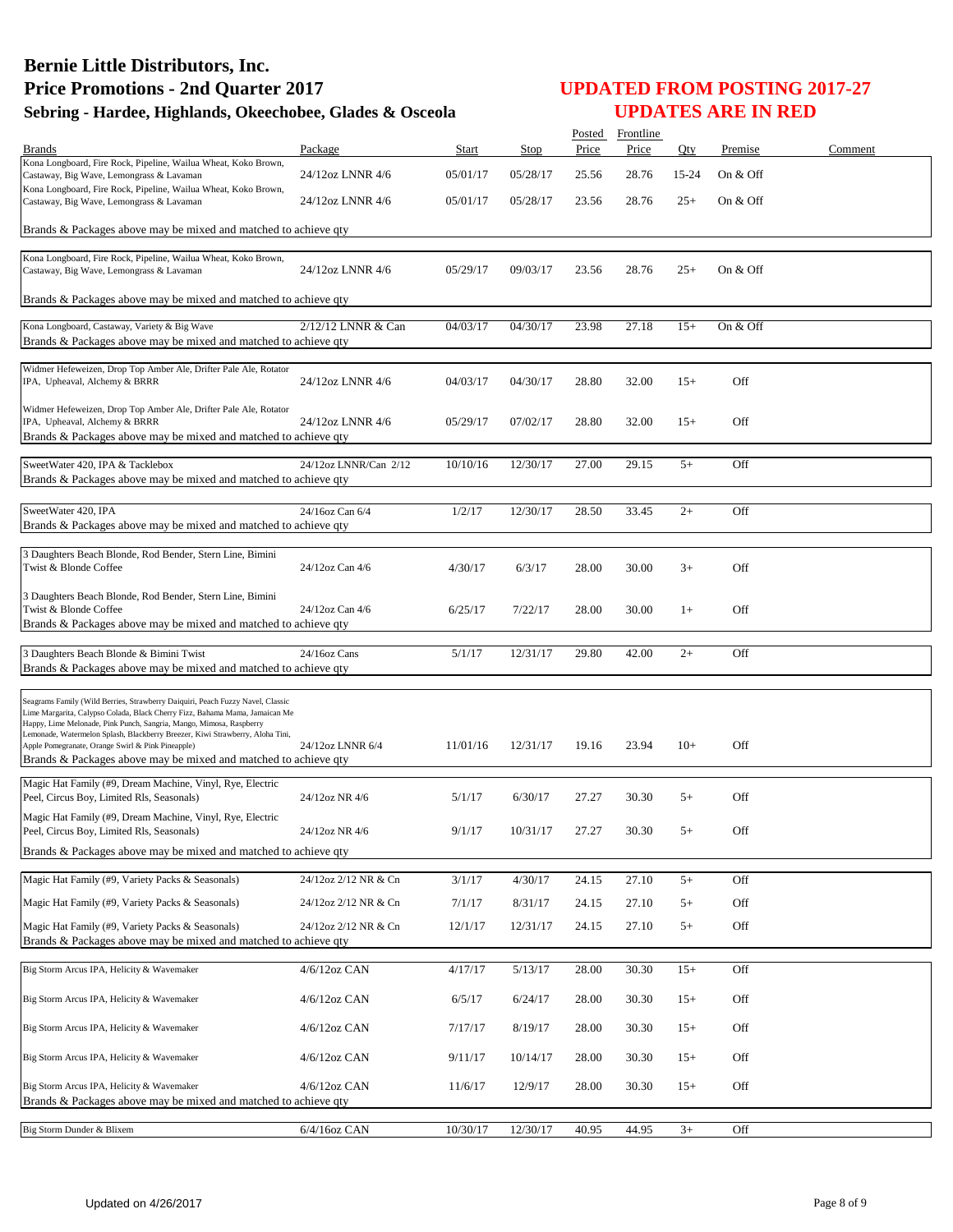# Bernie Little Distributors, Inc.
# Price Promotions - 2nd Quarter 2017
### Sebring - Hardee, Highlands, Okeechobee, Glades & Osceola

## UPDATED FROM POSTING 2017-27
## UPDATES ARE IN RED

| Brands | Package | Start | Stop | Posted Price | Frontline Price | Qty | Premise | Comment |
|---|---|---|---|---|---|---|---|---|
| Kona Longboard, Fire Rock, Pipeline, Wailua Wheat, Koko Brown, Castaway, Big Wave, Lemongrass & Lavaman | 24/12oz LNNR 4/6 | 05/01/17 | 05/28/17 | 25.56 | 28.76 | 15-24 | On & Off | |
| Kona Longboard, Fire Rock, Pipeline, Wailua Wheat, Koko Brown, Castaway, Big Wave, Lemongrass & Lavaman | 24/12oz LNNR 4/6 | 05/01/17 | 05/28/17 | 23.56 | 28.76 | 25+ | On & Off | |
| Brands & Packages above may be mixed and matched to achieve qty | | | | | | | | |
| Kona Longboard, Fire Rock, Pipeline, Wailua Wheat, Koko Brown, Castaway, Big Wave, Lemongrass & Lavaman | 24/12oz LNNR 4/6 | 05/29/17 | 09/03/17 | 23.56 | 28.76 | 25+ | On & Off | |
| Brands & Packages above may be mixed and matched to achieve qty | | | | | | | | |
| Kona Longboard, Castaway, Variety & Big Wave | 2/12/12 LNNR & Can | 04/03/17 | 04/30/17 | 23.98 | 27.18 | 15+ | On & Off | |
| Brands & Packages above may be mixed and matched to achieve qty | | | | | | | | |
| Widmer Hefeweizen, Drop Top Amber Ale, Drifter Pale Ale, Rotator IPA, Upheaval, Alchemy & BRRR | 24/12oz LNNR 4/6 | 04/03/17 | 04/30/17 | 28.80 | 32.00 | 15+ | Off | |
| Widmer Hefeweizen, Drop Top Amber Ale, Drifter Pale Ale, Rotator IPA, Upheaval, Alchemy & BRRR | 24/12oz LNNR 4/6 | 05/29/17 | 07/02/17 | 28.80 | 32.00 | 15+ | Off | |
| Brands & Packages above may be mixed and matched to achieve qty | | | | | | | | |
| SweetWater 420, IPA & Tacklebox | 24/12oz LNNR/Can 2/12 | 10/10/16 | 12/30/17 | 27.00 | 29.15 | 5+ | Off | |
| Brands & Packages above may be mixed and matched to achieve qty | | | | | | | | |
| SweetWater 420, IPA | 24/16oz Can 6/4 | 1/2/17 | 12/30/17 | 28.50 | 33.45 | 2+ | Off | |
| Brands & Packages above may be mixed and matched to achieve qty | | | | | | | | |
| 3 Daughters Beach Blonde, Rod Bender, Stern Line, Bimini Twist & Blonde Coffee | 24/12oz Can 4/6 | 4/30/17 | 6/3/17 | 28.00 | 30.00 | 3+ | Off | |
| 3 Daughters Beach Blonde, Rod Bender, Stern Line, Bimini Twist & Blonde Coffee | 24/12oz Can 4/6 | 6/25/17 | 7/22/17 | 28.00 | 30.00 | 1+ | Off | |
| Brands & Packages above may be mixed and matched to achieve qty | | | | | | | | |
| 3 Daughters Beach Blonde & Bimini Twist | 24/16oz Cans | 5/1/17 | 12/31/17 | 29.80 | 42.00 | 2+ | Off | |
| Brands & Packages above may be mixed and matched to achieve qty | | | | | | | | |
| Seagrams Family (Wild Berries, Strawberry Daiquiri, Peach Fuzzy Navel, Classic Lime Margarita, Calypso Colada, Black Cherry Fizz, Bahama Mama, Jamaican Me Happy, Lime Melonade, Pink Punch, Sangria, Mango, Mimosa, Raspberry Lemonade, Watermelon Splash, Blackberry Breezer, Kiwi Strawberry, Aloha Tini, Apple Pomegranate, Orange Swirl & Pink Pineapple) | 24/12oz LNNR 6/4 | 11/01/16 | 12/31/17 | 19.16 | 23.94 | 10+ | Off | |
| Brands & Packages above may be mixed and matched to achieve qty | | | | | | | | |
| Magic Hat Family (#9, Dream Machine, Vinyl, Rye, Electric Peel, Circus Boy, Limited Rls, Seasonals) | 24/12oz NR 4/6 | 5/1/17 | 6/30/17 | 27.27 | 30.30 | 5+ | Off | |
| Magic Hat Family (#9, Dream Machine, Vinyl, Rye, Electric Peel, Circus Boy, Limited Rls, Seasonals) | 24/12oz NR 4/6 | 9/1/17 | 10/31/17 | 27.27 | 30.30 | 5+ | Off | |
| Brands & Packages above may be mixed and matched to achieve qty | | | | | | | | |
| Magic Hat Family (#9, Variety Packs & Seasonals) | 24/12oz 2/12 NR & Cn | 3/1/17 | 4/30/17 | 24.15 | 27.10 | 5+ | Off | |
| Magic Hat Family (#9, Variety Packs & Seasonals) | 24/12oz 2/12 NR & Cn | 7/1/17 | 8/31/17 | 24.15 | 27.10 | 5+ | Off | |
| Magic Hat Family (#9, Variety Packs & Seasonals) | 24/12oz 2/12 NR & Cn | 12/1/17 | 12/31/17 | 24.15 | 27.10 | 5+ | Off | |
| Brands & Packages above may be mixed and matched to achieve qty | | | | | | | | |
| Big Storm Arcus IPA, Helicity & Wavemaker | 4/6/12oz CAN | 4/17/17 | 5/13/17 | 28.00 | 30.30 | 15+ | Off | |
| Big Storm Arcus IPA, Helicity & Wavemaker | 4/6/12oz CAN | 6/5/17 | 6/24/17 | 28.00 | 30.30 | 15+ | Off | |
| Big Storm Arcus IPA, Helicity & Wavemaker | 4/6/12oz CAN | 7/17/17 | 8/19/17 | 28.00 | 30.30 | 15+ | Off | |
| Big Storm Arcus IPA, Helicity & Wavemaker | 4/6/12oz CAN | 9/11/17 | 10/14/17 | 28.00 | 30.30 | 15+ | Off | |
| Big Storm Arcus IPA, Helicity & Wavemaker | 4/6/12oz CAN | 11/6/17 | 12/9/17 | 28.00 | 30.30 | 15+ | Off | |
| Brands & Packages above may be mixed and matched to achieve qty | | | | | | | | |
| Big Storm Dunder & Blixem | 6/4/16oz CAN | 10/30/17 | 12/30/17 | 40.95 | 44.95 | 3+ | Off | |

Updated on 4/26/2017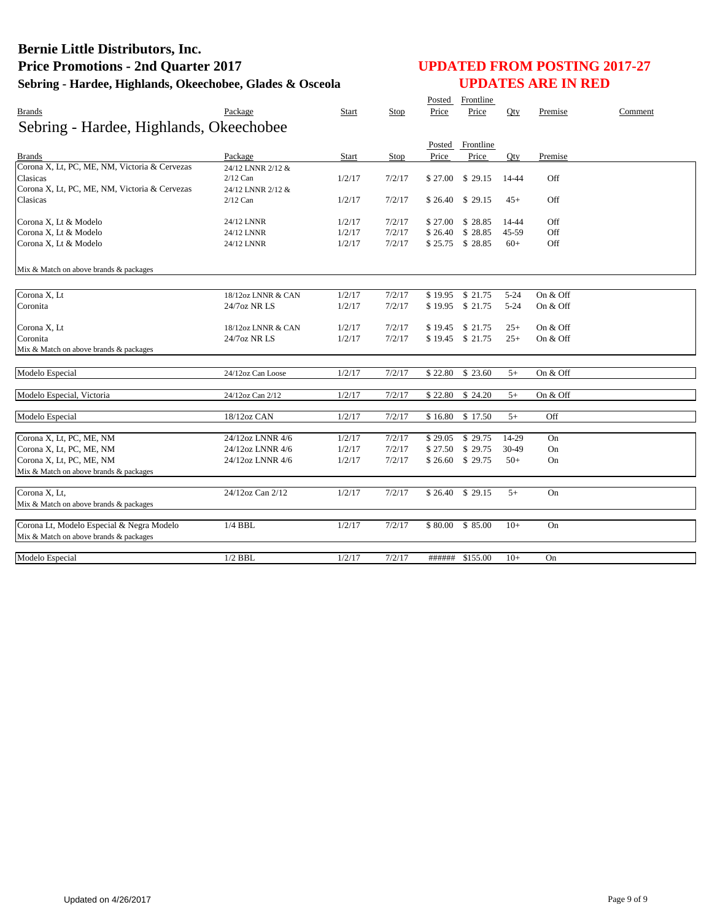# Bernie Little Distributors, Inc.
## Price Promotions - 2nd Quarter 2017
### Sebring - Hardee, Highlands, Okeechobee, Glades & Osceola

**UPDATED FROM POSTING 2017-27**
**UPDATES ARE IN RED**

| Brands | Package | Start | Stop | Posted Price | Frontline Price | Qty | Premise | Comment |
|---|---|---|---|---|---|---|---|---|

## Sebring - Hardee, Highlands, Okeechobee

| Brands | Package | Start | Stop | Posted Price | Frontline Price | Qty | Premise |
|---|---|---|---|---|---|---|---|
| Corona X, Lt, PC, ME, NM, Victoria & Cervezas Clasicas | 24/12 LNNR 2/12 & 2/12 Can | 1/2/17 | 7/2/17 | $ 27.00 | $ 29.15 | 14-44 | Off |
| Corona X, Lt, PC, ME, NM, Victoria & Cervezas Clasicas | 24/12 LNNR 2/12 & 2/12 Can | 1/2/17 | 7/2/17 | $ 26.40 | $ 29.15 | 45+ | Off |
| Corona X, Lt & Modelo | 24/12 LNNR | 1/2/17 | 7/2/17 | $ 27.00 | $ 28.85 | 14-44 | Off |
| Corona X, Lt & Modelo | 24/12 LNNR | 1/2/17 | 7/2/17 | $ 26.40 | $ 28.85 | 45-59 | Off |
| Corona X, Lt & Modelo | 24/12 LNNR | 1/2/17 | 7/2/17 | $ 25.75 | $ 28.85 | 60+ | Off |
| Mix & Match on above brands & packages | | | | | | | |
| Corona X, Lt | 18/12oz LNNR & CAN | 1/2/17 | 7/2/17 | $ 19.95 | $ 21.75 | 5-24 | On & Off |
| Coronita | 24/7oz NR LS | 1/2/17 | 7/2/17 | $ 19.95 | $ 21.75 | 5-24 | On & Off |
| Corona X, Lt | 18/12oz LNNR & CAN | 1/2/17 | 7/2/17 | $ 19.45 | $ 21.75 | 25+ | On & Off |
| Coronita | 24/7oz NR LS | 1/2/17 | 7/2/17 | $ 19.45 | $ 21.75 | 25+ | On & Off |
| Mix & Match on above brands & packages | | | | | | | |
| Modelo Especial | 24/12oz Can Loose | 1/2/17 | 7/2/17 | $ 22.80 | $ 23.60 | 5+ | On & Off |
| Modelo Especial, Victoria | 24/12oz Can 2/12 | 1/2/17 | 7/2/17 | $ 22.80 | $ 24.20 | 5+ | On & Off |
| Modelo Especial | 18/12oz CAN | 1/2/17 | 7/2/17 | $ 16.80 | $ 17.50 | 5+ | Off |
| Corona X, Lt, PC, ME, NM | 24/12oz LNNR 4/6 | 1/2/17 | 7/2/17 | $ 29.05 | $ 29.75 | 14-29 | On |
| Corona X, Lt, PC, ME, NM | 24/12oz LNNR 4/6 | 1/2/17 | 7/2/17 | $ 27.50 | $ 29.75 | 30-49 | On |
| Corona X, Lt, PC, ME, NM | 24/12oz LNNR 4/6 | 1/2/17 | 7/2/17 | $ 26.60 | $ 29.75 | 50+ | On |
| Mix & Match on above brands & packages | | | | | | | |
| Corona X, Lt, | 24/12oz Can 2/12 | 1/2/17 | 7/2/17 | $ 26.40 | $ 29.15 | 5+ | On |
| Mix & Match on above brands & packages | | | | | | | |
| Corona Lt, Modelo Especial & Negra Modelo | 1/4 BBL | 1/2/17 | 7/2/17 | $ 80.00 | $ 85.00 | 10+ | On |
| Mix & Match on above brands & packages | | | | | | | |
| Modelo Especial | 1/2 BBL | 1/2/17 | 7/2/17 | ###### | $155.00 | 10+ | On |

Updated on 4/26/2017